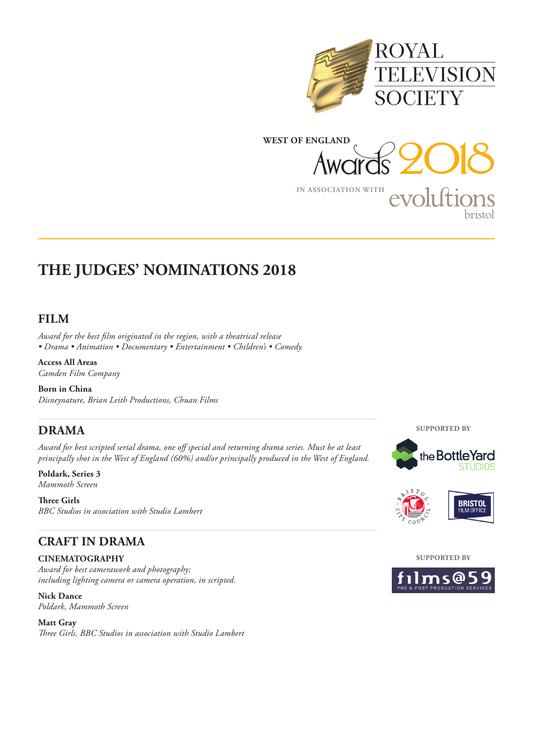ROYAL TELEVISION SOCIETY

WEST OF ENGLAND Awards 2018

IN ASSOCIATION WITH evolutions bristol

# THE JUDGES' NOMINATIONS 2018

## FILM

*Award for the best film originated in the region, with a theatrical release*
*• Drama • Animation • Documentary • Entertainment • Children's • Comedy.*

**Access All Areas**
*Camden Film Company*

**Born in China**
*Disneynature, Brian Leith Productions, Chuan Films*

## DRAMA

*Award for best scripted serial drama, one off special and returning drama series. Must be at least principally shot in the West of England (60%) and/or principally produced in the West of England.*

**Poldark, Series 3**
*Mammoth Screen*

**Three Girls**
*BBC Studios in association with Studio Lambert*

## CRAFT IN DRAMA

**CINEMATOGRAPHY**
*Award for best camerawork and photography;*
*including lighting camera or camera operation, in scripted.*

**Nick Dance**
*Poldark, Mammoth Screen*

**Matt Gray**
*Three Girls, BBC Studios in association with Studio Lambert*

SUPPORTED BY
the BottleYard STUDIOS
Bristol City Council
BRISTOL FILM OFFICE

SUPPORTED BY
films@59 PRE & POST PRODUCTION SERVICES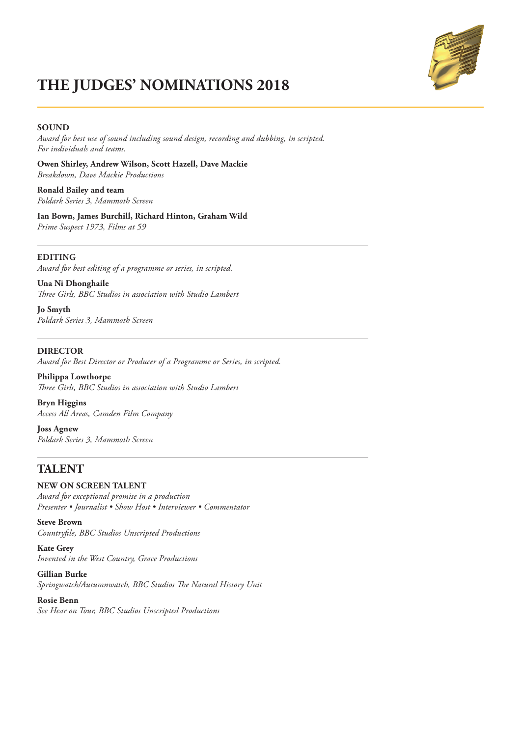# THE JUDGES' NOMINATIONS 2018

### SOUND

*Award for best use of sound including sound design, recording and dubbing, in scripted. For individuals and teams.*

**Owen Shirley, Andrew Wilson, Scott Hazell, Dave Mackie**
*Breakdown, Dave Mackie Productions*

**Ronald Bailey and team**
*Poldark Series 3, Mammoth Screen*

**Ian Bown, James Burchill, Richard Hinton, Graham Wild**
*Prime Suspect 1973, Films at 59*

---

### EDITING

*Award for best editing of a programme or series, in scripted.*

**Una Ni Dhonghaile**
*Three Girls, BBC Studios in association with Studio Lambert*

**Jo Smyth**
*Poldark Series 3, Mammoth Screen*

---

### DIRECTOR

*Award for Best Director or Producer of a Programme or Series, in scripted.*

**Philippa Lowthorpe**
*Three Girls, BBC Studios in association with Studio Lambert*

**Bryn Higgins**
*Access All Areas, Camden Film Company*

**Joss Agnew**
*Poldark Series 3, Mammoth Screen*

---

## TALENT

### NEW ON SCREEN TALENT

*Award for exceptional promise in a production*
*Presenter • Journalist • Show Host • Interviewer • Commentator*

**Steve Brown**
*Countryfile, BBC Studios Unscripted Productions*

**Kate Grey**
*Invented in the West Country, Grace Productions*

**Gillian Burke**
*Springwatch/Autumnwatch, BBC Studios The Natural History Unit*

**Rosie Benn**
*See Hear on Tour, BBC Studios Unscripted Productions*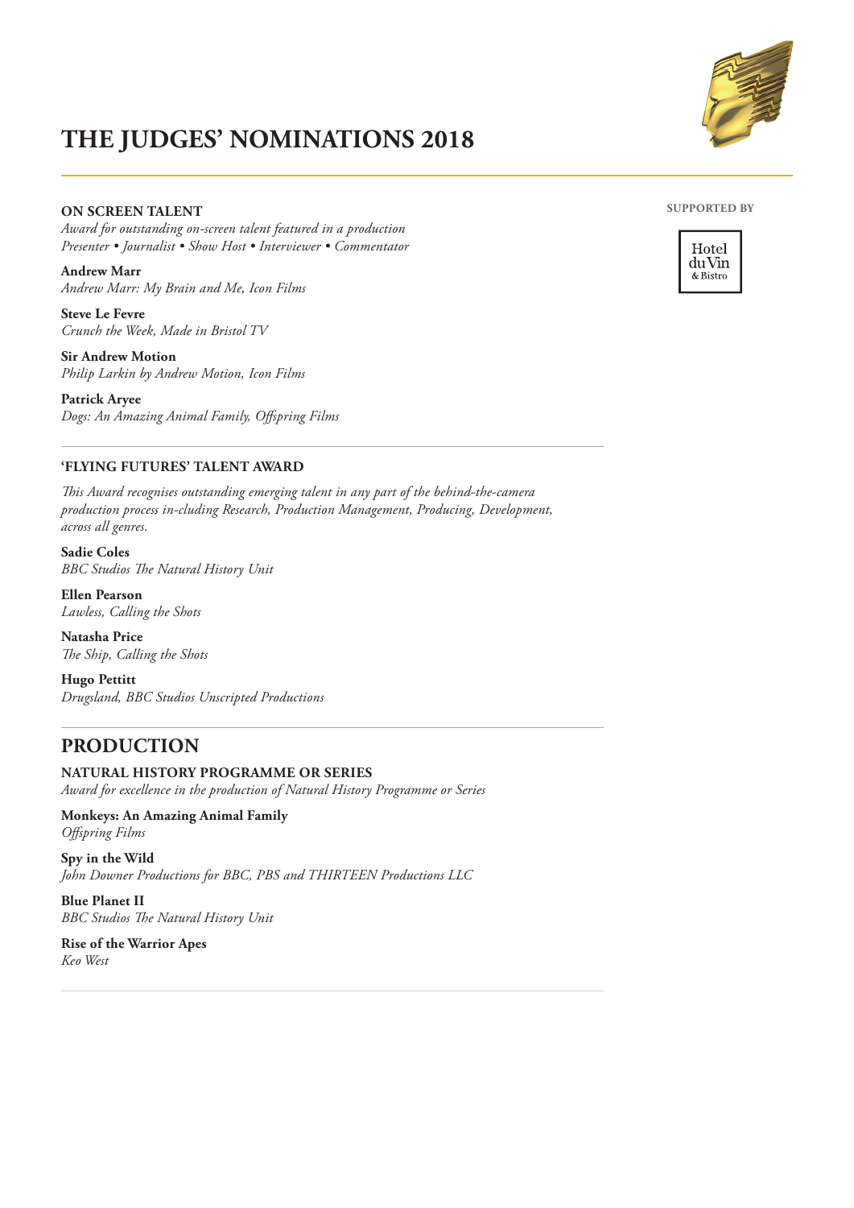# THE JUDGES' NOMINATIONS 2018

SUPPORTED BY

Hotel du Vin & Bistro

### ON SCREEN TALENT

*Award for outstanding on-screen talent featured in a production*
*Presenter • Journalist • Show Host • Interviewer • Commentator*

**Andrew Marr**
*Andrew Marr: My Brain and Me, Icon Films*

**Steve Le Fevre**
*Crunch the Week, Made in Bristol TV*

**Sir Andrew Motion**
*Philip Larkin by Andrew Motion, Icon Films*

**Patrick Aryee**
*Dogs: An Amazing Animal Family, Offspring Films*

---

### 'FLYING FUTURES' TALENT AWARD

*This Award recognises outstanding emerging talent in any part of the behind-the-camera production process in-cluding Research, Production Management, Producing, Development, across all genres.*

**Sadie Coles**
*BBC Studios The Natural History Unit*

**Ellen Pearson**
*Lawless, Calling the Shots*

**Natasha Price**
*The Ship, Calling the Shots*

**Hugo Pettitt**
*Drugsland, BBC Studios Unscripted Productions*

---

## PRODUCTION

### NATURAL HISTORY PROGRAMME OR SERIES

*Award for excellence in the production of Natural History Programme or Series*

**Monkeys: An Amazing Animal Family**
*Offspring Films*

**Spy in the Wild**
*John Downer Productions for BBC, PBS and THIRTEEN Productions LLC*

**Blue Planet II**
*BBC Studios The Natural History Unit*

**Rise of the Warrior Apes**
*Keo West*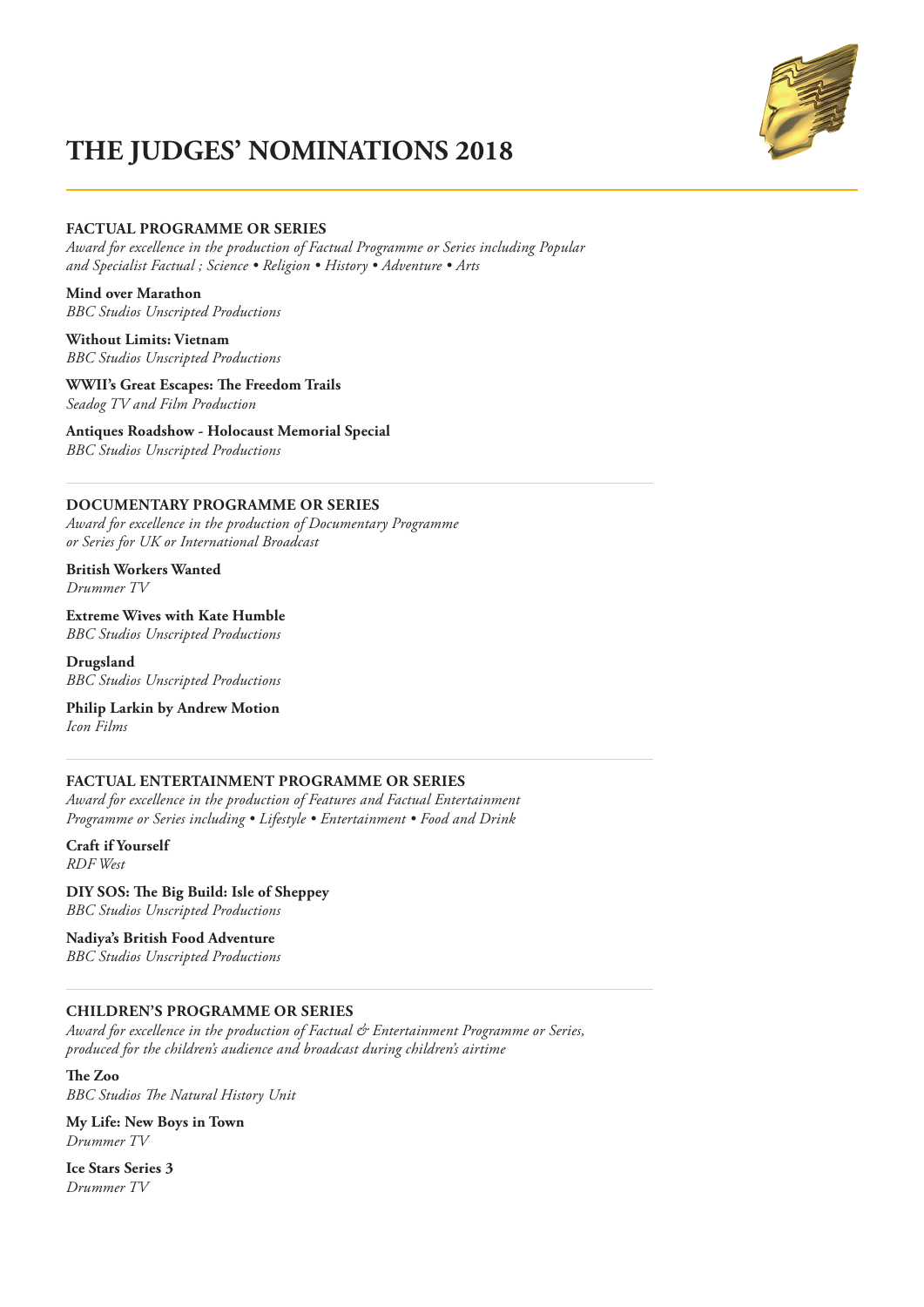# THE JUDGES' NOMINATIONS 2018

## FACTUAL PROGRAMME OR SERIES

*Award for excellence in the production of Factual Programme or Series including Popular and Specialist Factual ; Science • Religion • History • Adventure • Arts*

**Mind over Marathon**
*BBC Studios Unscripted Productions*

**Without Limits: Vietnam**
*BBC Studios Unscripted Productions*

**WWII's Great Escapes: The Freedom Trails**
*Seadog TV and Film Production*

**Antiques Roadshow - Holocaust Memorial Special**
*BBC Studios Unscripted Productions*

---

## DOCUMENTARY PROGRAMME OR SERIES

*Award for excellence in the production of Documentary Programme or Series for UK or International Broadcast*

**British Workers Wanted**
*Drummer TV*

**Extreme Wives with Kate Humble**
*BBC Studios Unscripted Productions*

**Drugsland**
*BBC Studios Unscripted Productions*

**Philip Larkin by Andrew Motion**
*Icon Films*

---

## FACTUAL ENTERTAINMENT PROGRAMME OR SERIES

*Award for excellence in the production of Features and Factual Entertainment Programme or Series including • Lifestyle • Entertainment • Food and Drink*

**Craft if Yourself**
*RDF West*

**DIY SOS: The Big Build: Isle of Sheppey**
*BBC Studios Unscripted Productions*

**Nadiya's British Food Adventure**
*BBC Studios Unscripted Productions*

---

## CHILDREN'S PROGRAMME OR SERIES

*Award for excellence in the production of Factual & Entertainment Programme or Series, produced for the children's audience and broadcast during children's airtime*

**The Zoo**
*BBC Studios The Natural History Unit*

**My Life: New Boys in Town**
*Drummer TV*

**Ice Stars Series 3**
*Drummer TV*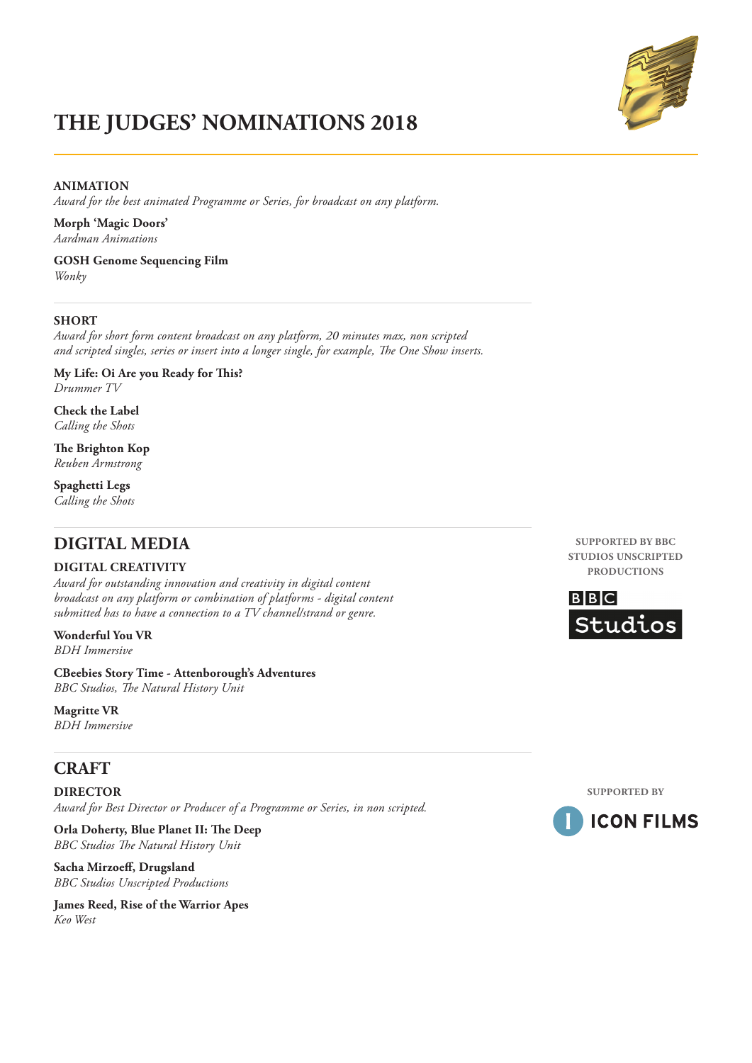# THE JUDGES' NOMINATIONS 2018

### ANIMATION

*Award for the best animated Programme or Series, for broadcast on any platform.*

**Morph 'Magic Doors'**
*Aardman Animations*

**GOSH Genome Sequencing Film**
*Wonky*

### SHORT

*Award for short form content broadcast on any platform, 20 minutes max, non scripted and scripted singles, series or insert into a longer single, for example, The One Show inserts.*

**My Life: Oi Are you Ready for This?**
*Drummer TV*

**Check the Label**
*Calling the Shots*

**The Brighton Kop**
*Reuben Armstrong*

**Spaghetti Legs**
*Calling the Shots*

## DIGITAL MEDIA

### DIGITAL CREATIVITY

SUPPORTED BY BBC STUDIOS UNSCRIPTED PRODUCTIONS

*Award for outstanding innovation and creativity in digital content broadcast on any platform or combination of platforms - digital content submitted has to have a connection to a TV channel/strand or genre.*

**Wonderful You VR**
*BDH Immersive*

**CBeebies Story Time - Attenborough's Adventures**
*BBC Studios, The Natural History Unit*

**Magritte VR**
*BDH Immersive*

## CRAFT

### DIRECTOR

SUPPORTED BY ICON FILMS

*Award for Best Director or Producer of a Programme or Series, in non scripted.*

**Orla Doherty, Blue Planet II: The Deep**
*BBC Studios The Natural History Unit*

**Sacha Mirzoeff, Drugsland**
*BBC Studios Unscripted Productions*

**James Reed, Rise of the Warrior Apes**
*Keo West*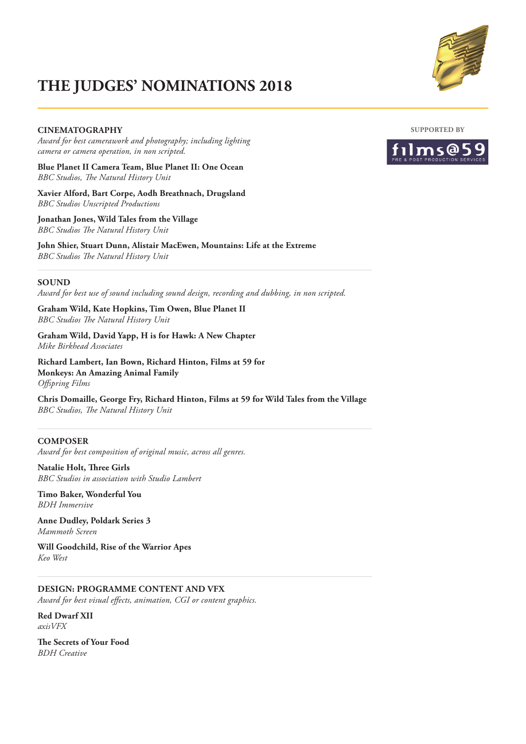# THE JUDGES' NOMINATIONS 2018

SUPPORTED BY

films@59 PRE & POST PRODUCTION SERVICES

## CINEMATOGRAPHY

*Award for best camerawork and photography; including lighting camera or camera operation, in non scripted.*

**Blue Planet II Camera Team, Blue Planet II: One Ocean**
*BBC Studios, The Natural History Unit*

**Xavier Alford, Bart Corpe, Aodh Breathnach, Drugsland**
*BBC Studios Unscripted Productions*

**Jonathan Jones, Wild Tales from the Village**
*BBC Studios The Natural History Unit*

**John Shier, Stuart Dunn, Alistair MacEwen, Mountains: Life at the Extreme**
*BBC Studios The Natural History Unit*

## SOUND

*Award for best use of sound including sound design, recording and dubbing, in non scripted.*

**Graham Wild, Kate Hopkins, Tim Owen, Blue Planet II**
*BBC Studios The Natural History Unit*

**Graham Wild, David Yapp, H is for Hawk: A New Chapter**
*Mike Birkhead Associates*

**Richard Lambert, Ian Bown, Richard Hinton, Films at 59 for Monkeys: An Amazing Animal Family**
*Offspring Films*

**Chris Domaille, George Fry, Richard Hinton, Films at 59 for Wild Tales from the Village**
*BBC Studios, The Natural History Unit*

## COMPOSER

*Award for best composition of original music, across all genres.*

**Natalie Holt, Three Girls**
*BBC Studios in association with Studio Lambert*

**Timo Baker, Wonderful You**
*BDH Immersive*

**Anne Dudley, Poldark Series 3**
*Mammoth Screen*

**Will Goodchild, Rise of the Warrior Apes**
*Keo West*

## DESIGN: PROGRAMME CONTENT AND VFX

*Award for best visual effects, animation, CGI or content graphics.*

**Red Dwarf XII**
*axisVFX*

**The Secrets of Your Food**
*BDH Creative*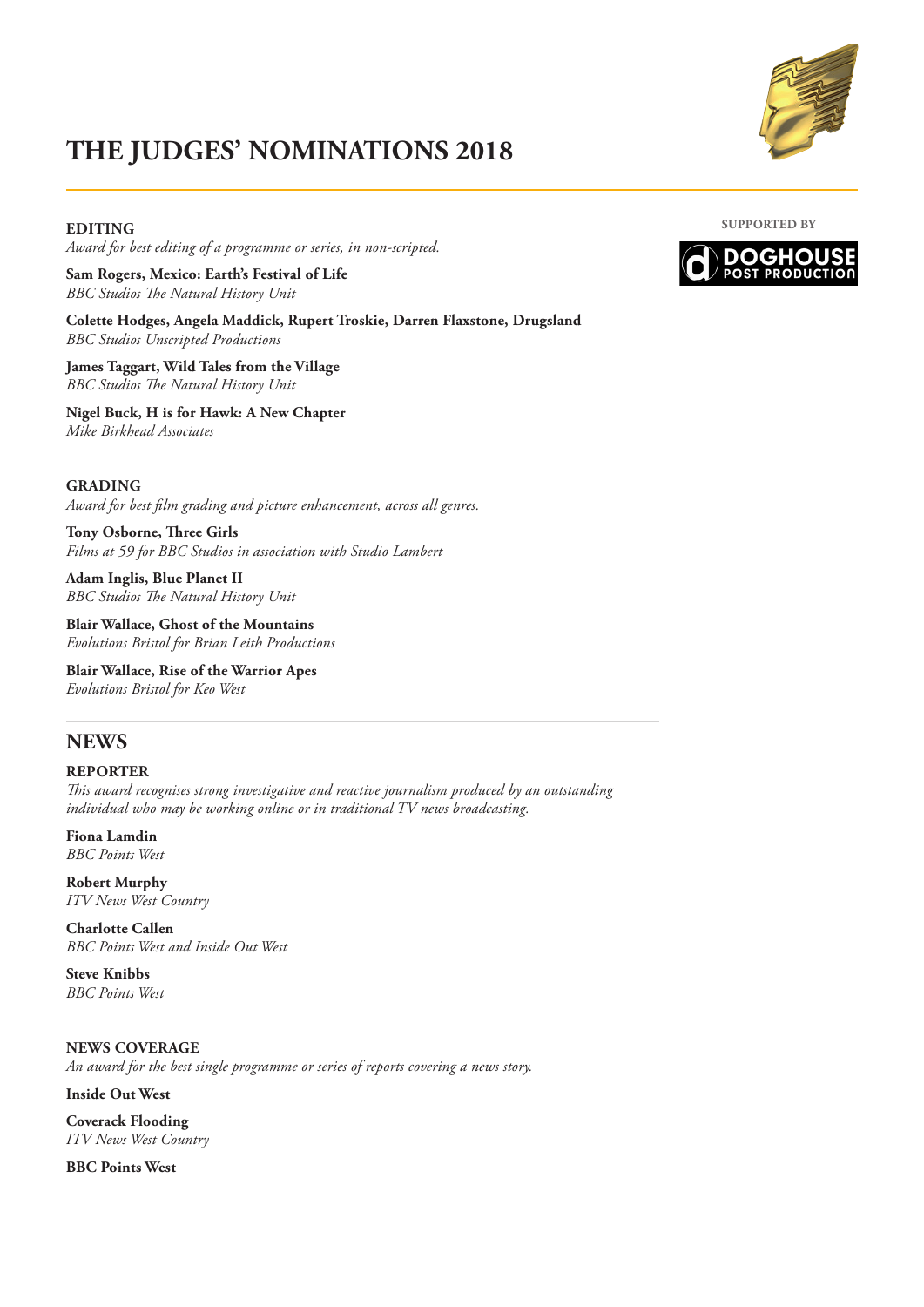# THE JUDGES' NOMINATIONS 2018

SUPPORTED BY

DOGHOUSE POST PRODUCTION

**EDITING**
*Award for best editing of a programme or series, in non-scripted.*

**Sam Rogers, Mexico: Earth's Festival of Life**
*BBC Studios The Natural History Unit*

**Colette Hodges, Angela Maddick, Rupert Troskie, Darren Flaxstone, Drugsland**
*BBC Studios Unscripted Productions*

**James Taggart, Wild Tales from the Village**
*BBC Studios The Natural History Unit*

**Nigel Buck, H is for Hawk: A New Chapter**
*Mike Birkhead Associates*

---

**GRADING**
*Award for best film grading and picture enhancement, across all genres.*

**Tony Osborne, Three Girls**
*Films at 59 for BBC Studios in association with Studio Lambert*

**Adam Inglis, Blue Planet II**
*BBC Studios The Natural History Unit*

**Blair Wallace, Ghost of the Mountains**
*Evolutions Bristol for Brian Leith Productions*

**Blair Wallace, Rise of the Warrior Apes**
*Evolutions Bristol for Keo West*

---

## NEWS

**REPORTER**
*This award recognises strong investigative and reactive journalism produced by an outstanding individual who may be working online or in traditional TV news broadcasting.*

**Fiona Lamdin**
*BBC Points West*

**Robert Murphy**
*ITV News West Country*

**Charlotte Callen**
*BBC Points West and Inside Out West*

**Steve Knibbs**
*BBC Points West*

---

**NEWS COVERAGE**
*An award for the best single programme or series of reports covering a news story.*

**Inside Out West**

**Coverack Flooding**
*ITV News West Country*

**BBC Points West**